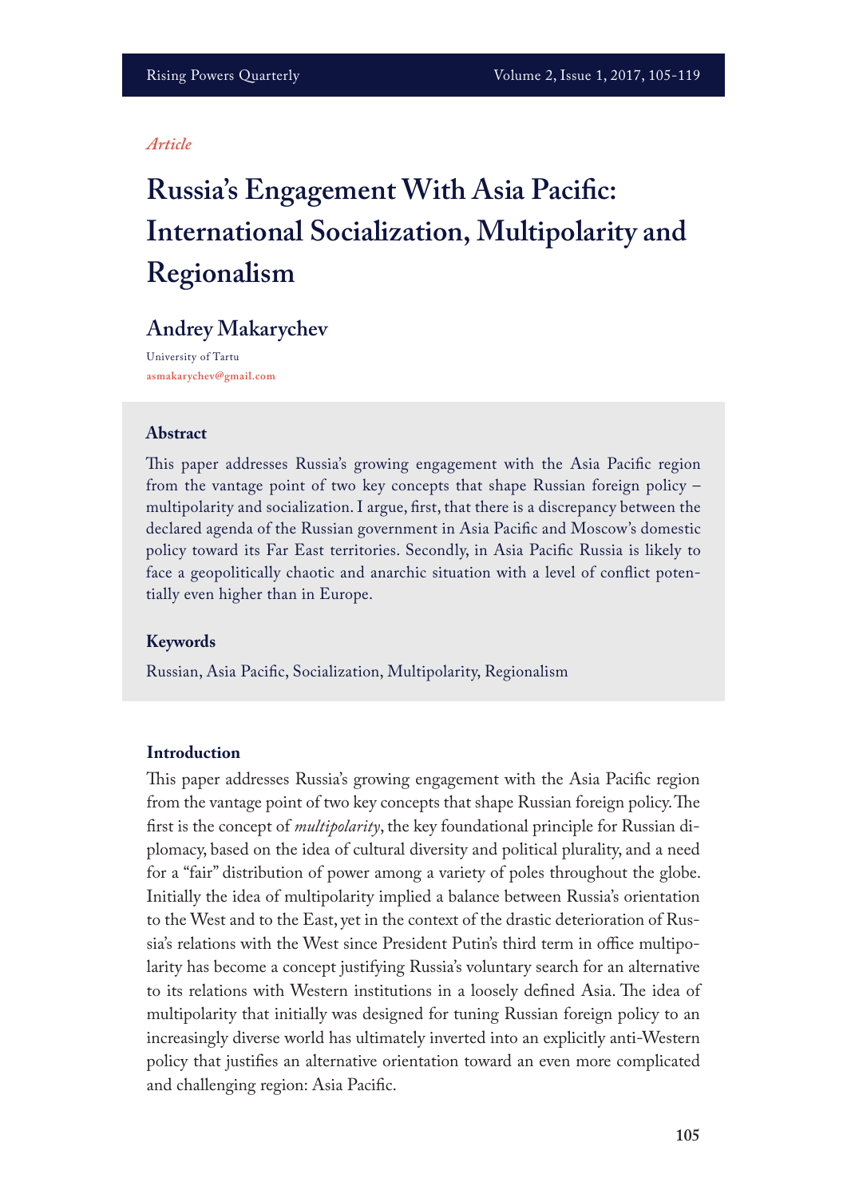*Article*

# Russia's Engagement With Asia Pacific: International Socialization, Multipolarity and Regionalism

## Andrey Makarychev

University of Tartu
asmakarychev@gmail.com

### Abstract

This paper addresses Russia's growing engagement with the Asia Pacific region from the vantage point of two key concepts that shape Russian foreign policy – multipolarity and socialization. I argue, first, that there is a discrepancy between the declared agenda of the Russian government in Asia Pacific and Moscow's domestic policy toward its Far East territories. Secondly, in Asia Pacific Russia is likely to face a geopolitically chaotic and anarchic situation with a level of conflict potentially even higher than in Europe.

### Keywords

Russian, Asia Pacific, Socialization, Multipolarity, Regionalism

### Introduction

This paper addresses Russia's growing engagement with the Asia Pacific region from the vantage point of two key concepts that shape Russian foreign policy. The first is the concept of *multipolarity*, the key foundational principle for Russian diplomacy, based on the idea of cultural diversity and political plurality, and a need for a "fair" distribution of power among a variety of poles throughout the globe. Initially the idea of multipolarity implied a balance between Russia's orientation to the West and to the East, yet in the context of the drastic deterioration of Russia's relations with the West since President Putin's third term in office multipolarity has become a concept justifying Russia's voluntary search for an alternative to its relations with Western institutions in a loosely defined Asia. The idea of multipolarity that initially was designed for tuning Russian foreign policy to an increasingly diverse world has ultimately inverted into an explicitly anti-Western policy that justifies an alternative orientation toward an even more complicated and challenging region: Asia Pacific.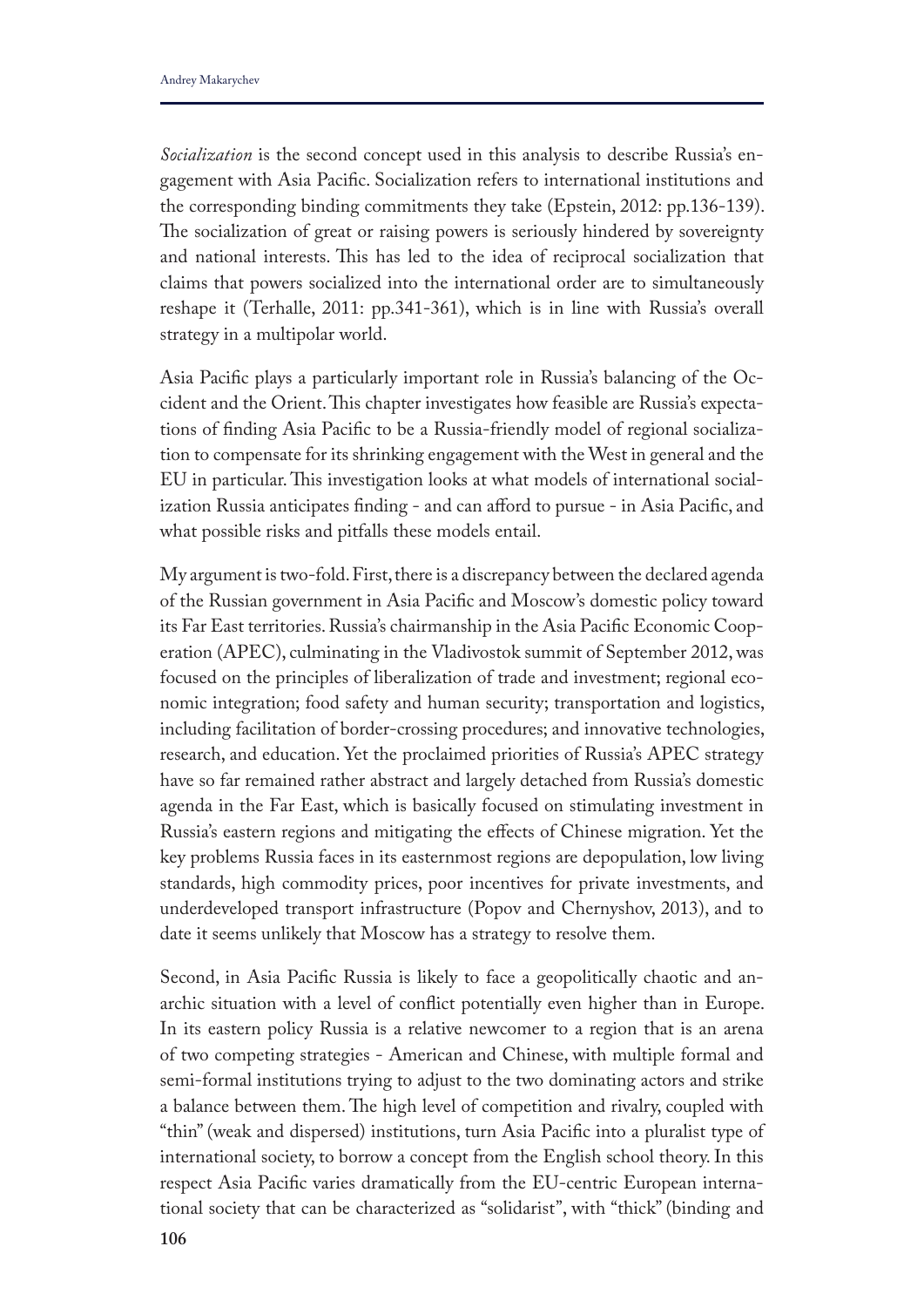*Socialization* is the second concept used in this analysis to describe Russia's engagement with Asia Pacific. Socialization refers to international institutions and the corresponding binding commitments they take (Epstein, 2012: pp.136-139). The socialization of great or raising powers is seriously hindered by sovereignty and national interests. This has led to the idea of reciprocal socialization that claims that powers socialized into the international order are to simultaneously reshape it (Terhalle, 2011: pp.341-361), which is in line with Russia's overall strategy in a multipolar world.

Asia Pacific plays a particularly important role in Russia's balancing of the Occident and the Orient. This chapter investigates how feasible are Russia's expectations of finding Asia Pacific to be a Russia-friendly model of regional socialization to compensate for its shrinking engagement with the West in general and the EU in particular. This investigation looks at what models of international socialization Russia anticipates finding - and can afford to pursue - in Asia Pacific, and what possible risks and pitfalls these models entail.

My argument is two-fold. First, there is a discrepancy between the declared agenda of the Russian government in Asia Pacific and Moscow's domestic policy toward its Far East territories. Russia's chairmanship in the Asia Pacific Economic Cooperation (APEC), culminating in the Vladivostok summit of September 2012, was focused on the principles of liberalization of trade and investment; regional economic integration; food safety and human security; transportation and logistics, including facilitation of border-crossing procedures; and innovative technologies, research, and education. Yet the proclaimed priorities of Russia's APEC strategy have so far remained rather abstract and largely detached from Russia's domestic agenda in the Far East, which is basically focused on stimulating investment in Russia's eastern regions and mitigating the effects of Chinese migration. Yet the key problems Russia faces in its easternmost regions are depopulation, low living standards, high commodity prices, poor incentives for private investments, and underdeveloped transport infrastructure (Popov and Chernyshov, 2013), and to date it seems unlikely that Moscow has a strategy to resolve them.

Second, in Asia Pacific Russia is likely to face a geopolitically chaotic and anarchic situation with a level of conflict potentially even higher than in Europe. In its eastern policy Russia is a relative newcomer to a region that is an arena of two competing strategies - American and Chinese, with multiple formal and semi-formal institutions trying to adjust to the two dominating actors and strike a balance between them. The high level of competition and rivalry, coupled with "thin" (weak and dispersed) institutions, turn Asia Pacific into a pluralist type of international society, to borrow a concept from the English school theory. In this respect Asia Pacific varies dramatically from the EU-centric European international society that can be characterized as "solidarist", with "thick" (binding and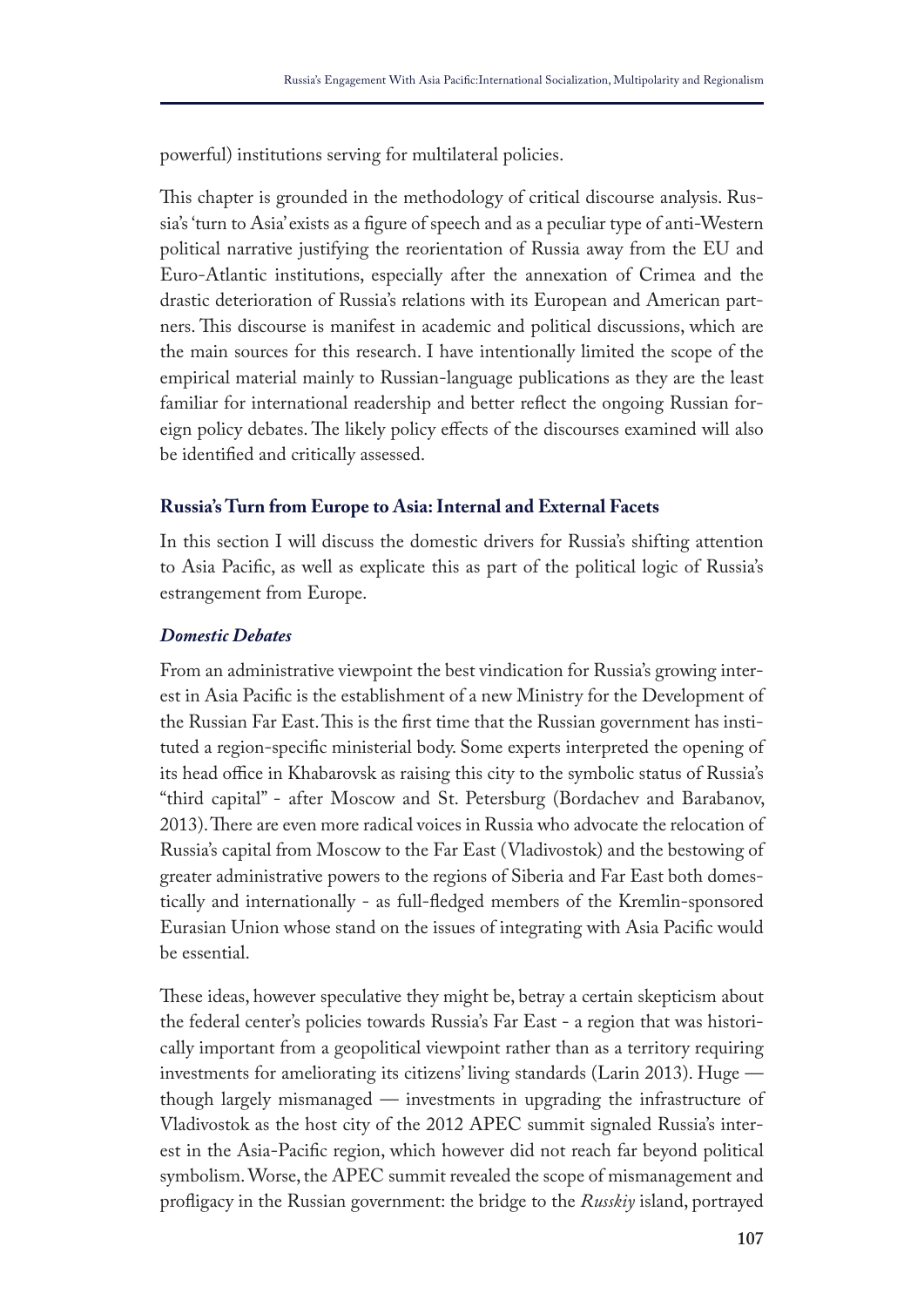powerful) institutions serving for multilateral policies.

This chapter is grounded in the methodology of critical discourse analysis. Russia's 'turn to Asia' exists as a figure of speech and as a peculiar type of anti-Western political narrative justifying the reorientation of Russia away from the EU and Euro-Atlantic institutions, especially after the annexation of Crimea and the drastic deterioration of Russia's relations with its European and American partners. This discourse is manifest in academic and political discussions, which are the main sources for this research. I have intentionally limited the scope of the empirical material mainly to Russian-language publications as they are the least familiar for international readership and better reflect the ongoing Russian foreign policy debates. The likely policy effects of the discourses examined will also be identified and critically assessed.

## Russia's Turn from Europe to Asia: Internal and External Facets

In this section I will discuss the domestic drivers for Russia's shifting attention to Asia Pacific, as well as explicate this as part of the political logic of Russia's estrangement from Europe.

### *Domestic Debates*

From an administrative viewpoint the best vindication for Russia's growing interest in Asia Pacific is the establishment of a new Ministry for the Development of the Russian Far East. This is the first time that the Russian government has instituted a region-specific ministerial body. Some experts interpreted the opening of its head office in Khabarovsk as raising this city to the symbolic status of Russia's "third capital" - after Moscow and St. Petersburg (Bordachev and Barabanov, 2013). There are even more radical voices in Russia who advocate the relocation of Russia's capital from Moscow to the Far East (Vladivostok) and the bestowing of greater administrative powers to the regions of Siberia and Far East both domestically and internationally - as full-fledged members of the Kremlin-sponsored Eurasian Union whose stand on the issues of integrating with Asia Pacific would be essential.

These ideas, however speculative they might be, betray a certain skepticism about the federal center's policies towards Russia's Far East - a region that was historically important from a geopolitical viewpoint rather than as a territory requiring investments for ameliorating its citizens' living standards (Larin 2013). Huge — though largely mismanaged — investments in upgrading the infrastructure of Vladivostok as the host city of the 2012 APEC summit signaled Russia's interest in the Asia-Pacific region, which however did not reach far beyond political symbolism. Worse, the APEC summit revealed the scope of mismanagement and profligacy in the Russian government: the bridge to the *Russkiy* island, portrayed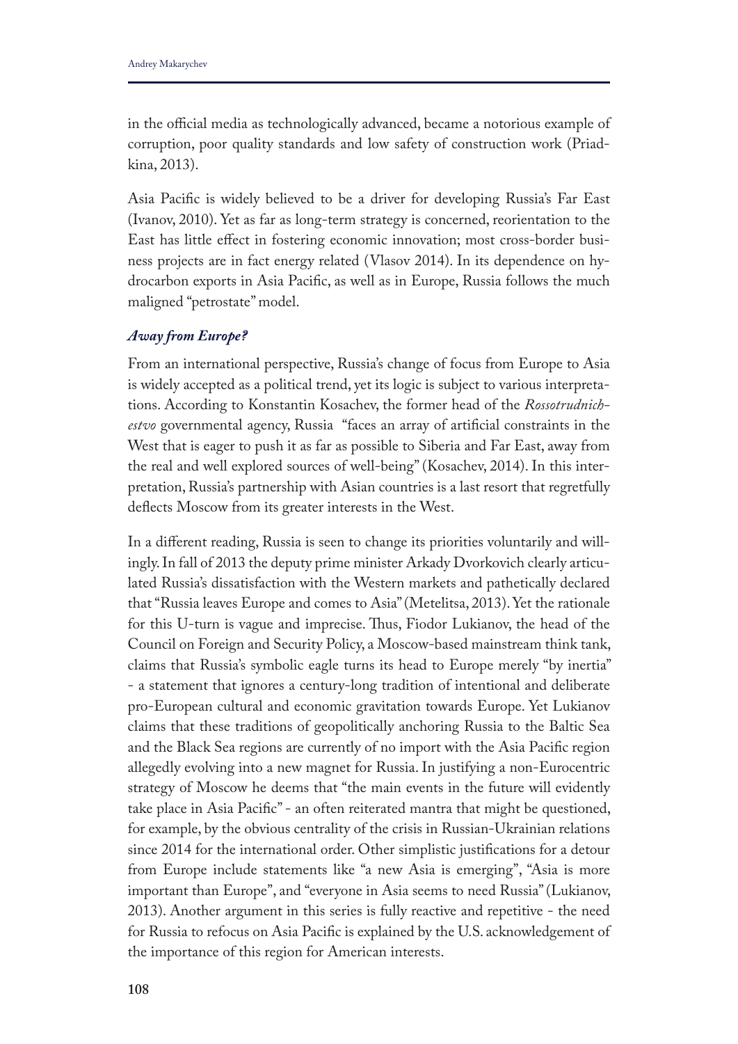in the official media as technologically advanced, became a notorious example of corruption, poor quality standards and low safety of construction work (Priadkina, 2013).

Asia Pacific is widely believed to be a driver for developing Russia's Far East (Ivanov, 2010). Yet as far as long-term strategy is concerned, reorientation to the East has little effect in fostering economic innovation; most cross-border business projects are in fact energy related (Vlasov 2014). In its dependence on hydrocarbon exports in Asia Pacific, as well as in Europe, Russia follows the much maligned "petrostate" model.

### *Away from Europe?*

From an international perspective, Russia's change of focus from Europe to Asia is widely accepted as a political trend, yet its logic is subject to various interpretations. According to Konstantin Kosachev, the former head of the *Rossotrudnichestvo* governmental agency, Russia "faces an array of artificial constraints in the West that is eager to push it as far as possible to Siberia and Far East, away from the real and well explored sources of well-being" (Kosachev, 2014). In this interpretation, Russia's partnership with Asian countries is a last resort that regretfully deflects Moscow from its greater interests in the West.

In a different reading, Russia is seen to change its priorities voluntarily and willingly. In fall of 2013 the deputy prime minister Arkady Dvorkovich clearly articulated Russia's dissatisfaction with the Western markets and pathetically declared that "Russia leaves Europe and comes to Asia" (Metelitsa, 2013). Yet the rationale for this U-turn is vague and imprecise. Thus, Fiodor Lukianov, the head of the Council on Foreign and Security Policy, a Moscow-based mainstream think tank, claims that Russia's symbolic eagle turns its head to Europe merely "by inertia" - a statement that ignores a century-long tradition of intentional and deliberate pro-European cultural and economic gravitation towards Europe. Yet Lukianov claims that these traditions of geopolitically anchoring Russia to the Baltic Sea and the Black Sea regions are currently of no import with the Asia Pacific region allegedly evolving into a new magnet for Russia. In justifying a non-Eurocentric strategy of Moscow he deems that "the main events in the future will evidently take place in Asia Pacific" - an often reiterated mantra that might be questioned, for example, by the obvious centrality of the crisis in Russian-Ukrainian relations since 2014 for the international order. Other simplistic justifications for a detour from Europe include statements like "a new Asia is emerging", "Asia is more important than Europe", and "everyone in Asia seems to need Russia" (Lukianov, 2013). Another argument in this series is fully reactive and repetitive - the need for Russia to refocus on Asia Pacific is explained by the U.S. acknowledgement of the importance of this region for American interests.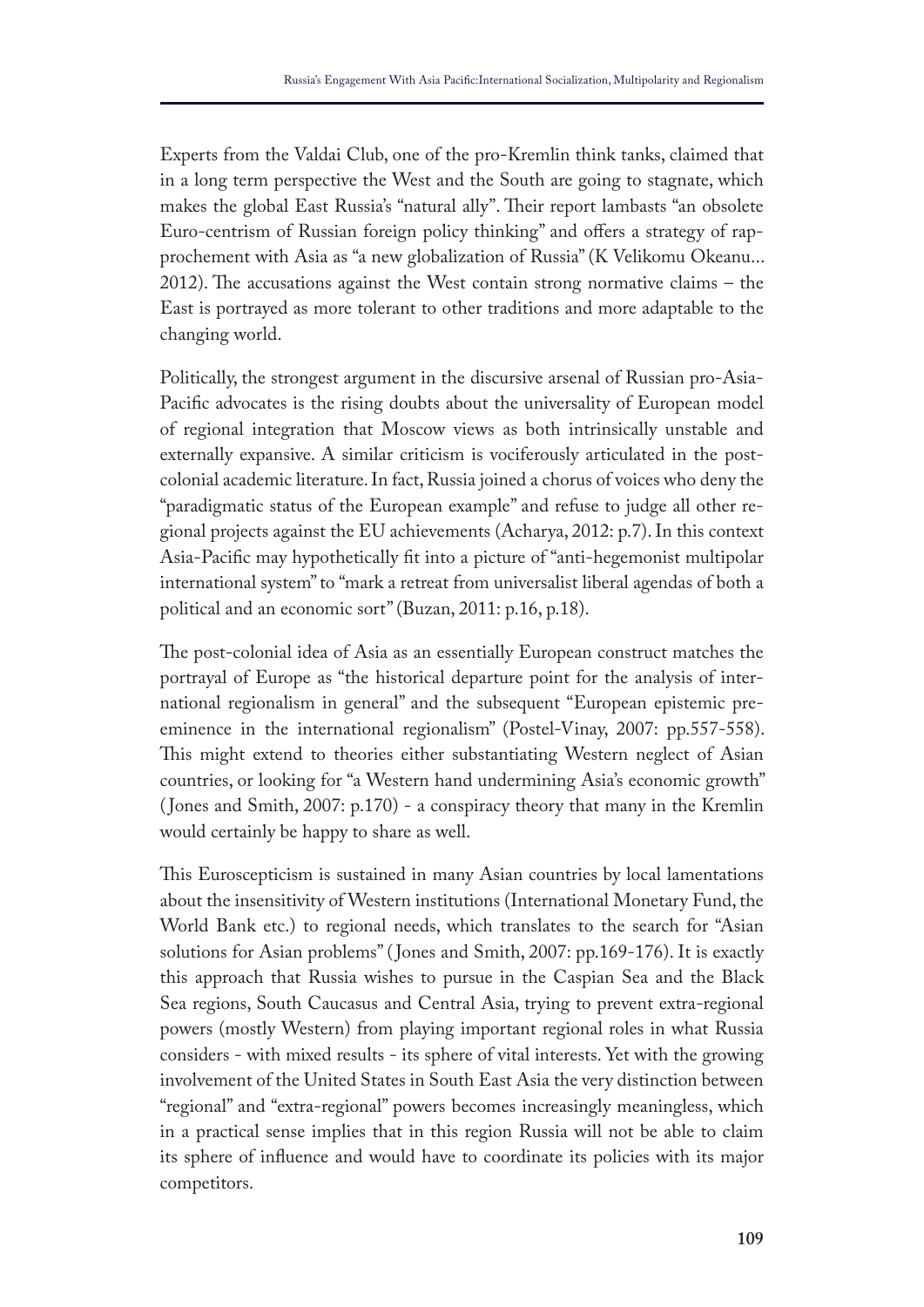Experts from the Valdai Club, one of the pro-Kremlin think tanks, claimed that in a long term perspective the West and the South are going to stagnate, which makes the global East Russia's "natural ally". Their report lambasts "an obsolete Euro-centrism of Russian foreign policy thinking" and offers a strategy of rapprochement with Asia as "a new globalization of Russia" (K Velikomu Okeanu… 2012). The accusations against the West contain strong normative claims – the East is portrayed as more tolerant to other traditions and more adaptable to the changing world.

Politically, the strongest argument in the discursive arsenal of Russian pro-Asia-Pacific advocates is the rising doubts about the universality of European model of regional integration that Moscow views as both intrinsically unstable and externally expansive. A similar criticism is vociferously articulated in the post-colonial academic literature. In fact, Russia joined a chorus of voices who deny the "paradigmatic status of the European example" and refuse to judge all other regional projects against the EU achievements (Acharya, 2012: p.7). In this context Asia-Pacific may hypothetically fit into a picture of "anti-hegemonist multipolar international system" to "mark a retreat from universalist liberal agendas of both a political and an economic sort" (Buzan, 2011: p.16, p.18).

The post-colonial idea of Asia as an essentially European construct matches the portrayal of Europe as "the historical departure point for the analysis of international regionalism in general" and the subsequent "European epistemic pre-eminence in the international regionalism" (Postel-Vinay, 2007: pp.557-558). This might extend to theories either substantiating Western neglect of Asian countries, or looking for "a Western hand undermining Asia's economic growth" (Jones and Smith, 2007: p.170) - a conspiracy theory that many in the Kremlin would certainly be happy to share as well.

This Euroscepticism is sustained in many Asian countries by local lamentations about the insensitivity of Western institutions (International Monetary Fund, the World Bank etc.) to regional needs, which translates to the search for "Asian solutions for Asian problems" (Jones and Smith, 2007: pp.169-176). It is exactly this approach that Russia wishes to pursue in the Caspian Sea and the Black Sea regions, South Caucasus and Central Asia, trying to prevent extra-regional powers (mostly Western) from playing important regional roles in what Russia considers - with mixed results - its sphere of vital interests. Yet with the growing involvement of the United States in South East Asia the very distinction between "regional" and "extra-regional" powers becomes increasingly meaningless, which in a practical sense implies that in this region Russia will not be able to claim its sphere of influence and would have to coordinate its policies with its major competitors.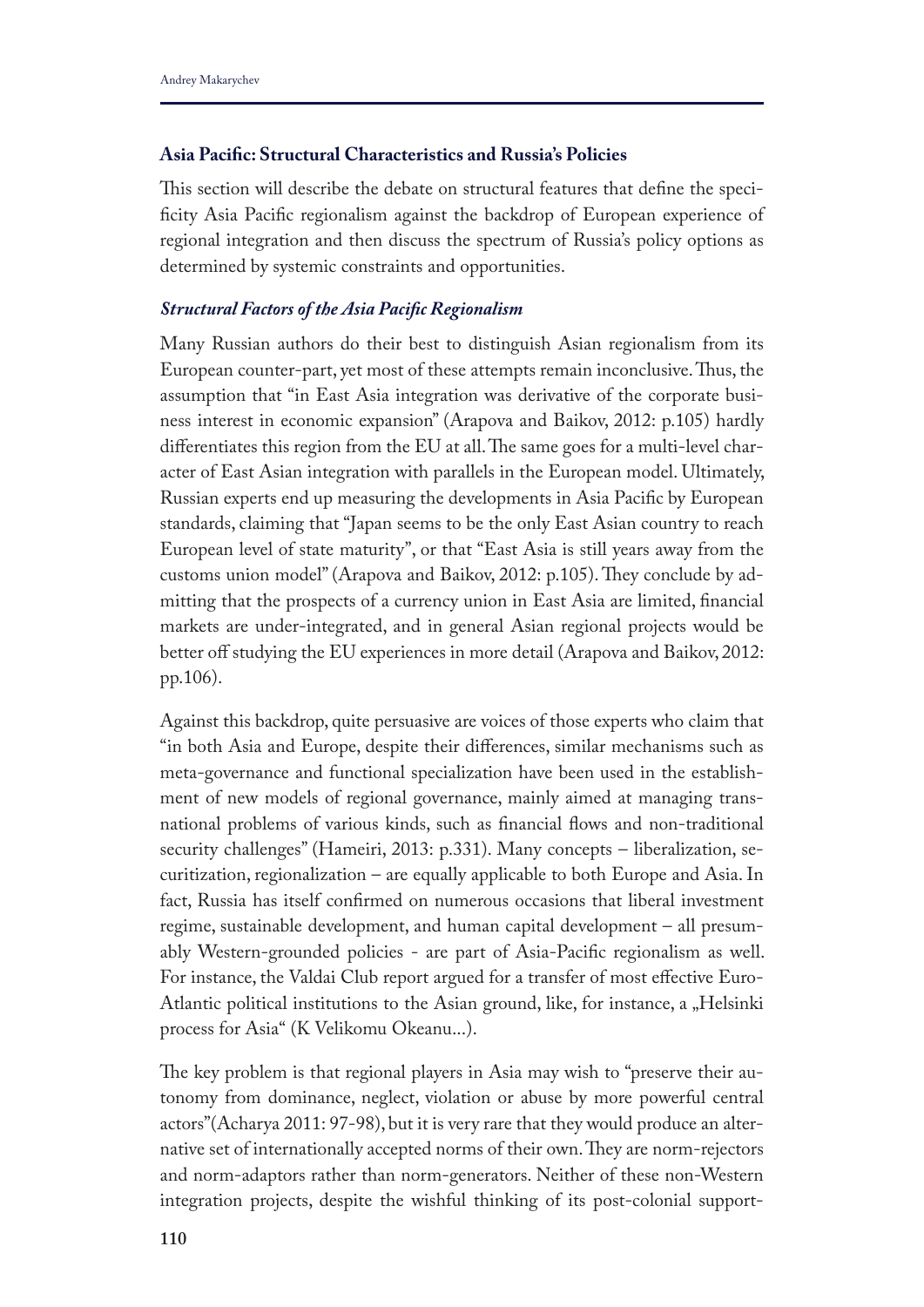## Asia Pacific: Structural Characteristics and Russia's Policies

This section will describe the debate on structural features that define the specificity Asia Pacific regionalism against the backdrop of European experience of regional integration and then discuss the spectrum of Russia's policy options as determined by systemic constraints and opportunities.

### *Structural Factors of the Asia Pacific Regionalism*

Many Russian authors do their best to distinguish Asian regionalism from its European counter-part, yet most of these attempts remain inconclusive. Thus, the assumption that "in East Asia integration was derivative of the corporate business interest in economic expansion" (Arapova and Baikov, 2012: p.105) hardly differentiates this region from the EU at all. The same goes for a multi-level character of East Asian integration with parallels in the European model. Ultimately, Russian experts end up measuring the developments in Asia Pacific by European standards, claiming that "Japan seems to be the only East Asian country to reach European level of state maturity", or that "East Asia is still years away from the customs union model" (Arapova and Baikov, 2012: p.105). They conclude by admitting that the prospects of a currency union in East Asia are limited, financial markets are under-integrated, and in general Asian regional projects would be better off studying the EU experiences in more detail (Arapova and Baikov, 2012: pp.106).

Against this backdrop, quite persuasive are voices of those experts who claim that "in both Asia and Europe, despite their differences, similar mechanisms such as meta-governance and functional specialization have been used in the establishment of new models of regional governance, mainly aimed at managing transnational problems of various kinds, such as financial flows and non-traditional security challenges" (Hameiri, 2013: p.331). Many concepts – liberalization, securitization, regionalization – are equally applicable to both Europe and Asia. In fact, Russia has itself confirmed on numerous occasions that liberal investment regime, sustainable development, and human capital development – all presumably Western-grounded policies - are part of Asia-Pacific regionalism as well. For instance, the Valdai Club report argued for a transfer of most effective Euro-Atlantic political institutions to the Asian ground, like, for instance, a „Helsinki process for Asia" (K Velikomu Okeanu...).

The key problem is that regional players in Asia may wish to "preserve their autonomy from dominance, neglect, violation or abuse by more powerful central actors"(Acharya 2011: 97-98), but it is very rare that they would produce an alternative set of internationally accepted norms of their own. They are norm-rejectors and norm-adaptors rather than norm-generators. Neither of these non-Western integration projects, despite the wishful thinking of its post-colonial support-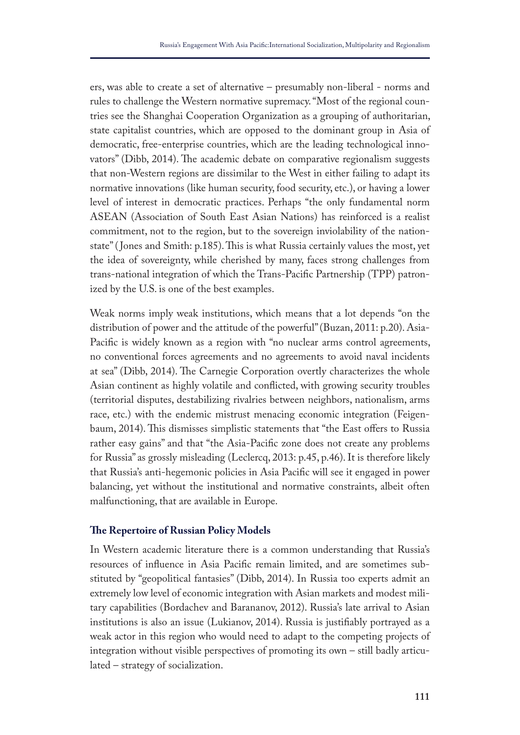ers, was able to create a set of alternative – presumably non-liberal - norms and rules to challenge the Western normative supremacy. "Most of the regional countries see the Shanghai Cooperation Organization as a grouping of authoritarian, state capitalist countries, which are opposed to the dominant group in Asia of democratic, free-enterprise countries, which are the leading technological innovators" (Dibb, 2014). The academic debate on comparative regionalism suggests that non-Western regions are dissimilar to the West in either failing to adapt its normative innovations (like human security, food security, etc.), or having a lower level of interest in democratic practices. Perhaps "the only fundamental norm ASEAN (Association of South East Asian Nations) has reinforced is a realist commitment, not to the region, but to the sovereign inviolability of the nation-state" (Jones and Smith: p.185). This is what Russia certainly values the most, yet the idea of sovereignty, while cherished by many, faces strong challenges from trans-national integration of which the Trans-Pacific Partnership (TPP) patronized by the U.S. is one of the best examples.

Weak norms imply weak institutions, which means that a lot depends "on the distribution of power and the attitude of the powerful" (Buzan, 2011: p.20). Asia-Pacific is widely known as a region with "no nuclear arms control agreements, no conventional forces agreements and no agreements to avoid naval incidents at sea" (Dibb, 2014). The Carnegie Corporation overtly characterizes the whole Asian continent as highly volatile and conflicted, with growing security troubles (territorial disputes, destabilizing rivalries between neighbors, nationalism, arms race, etc.) with the endemic mistrust menacing economic integration (Feigenbaum, 2014). This dismisses simplistic statements that "the East offers to Russia rather easy gains" and that "the Asia-Pacific zone does not create any problems for Russia" as grossly misleading (Leclercq, 2013: p.45, p.46). It is therefore likely that Russia's anti-hegemonic policies in Asia Pacific will see it engaged in power balancing, yet without the institutional and normative constraints, albeit often malfunctioning, that are available in Europe.

### The Repertoire of Russian Policy Models

In Western academic literature there is a common understanding that Russia's resources of influence in Asia Pacific remain limited, and are sometimes substituted by "geopolitical fantasies" (Dibb, 2014). In Russia too experts admit an extremely low level of economic integration with Asian markets and modest military capabilities (Bordachev and Barananov, 2012). Russia's late arrival to Asian institutions is also an issue (Lukianov, 2014). Russia is justifiably portrayed as a weak actor in this region who would need to adapt to the competing projects of integration without visible perspectives of promoting its own – still badly articulated – strategy of socialization.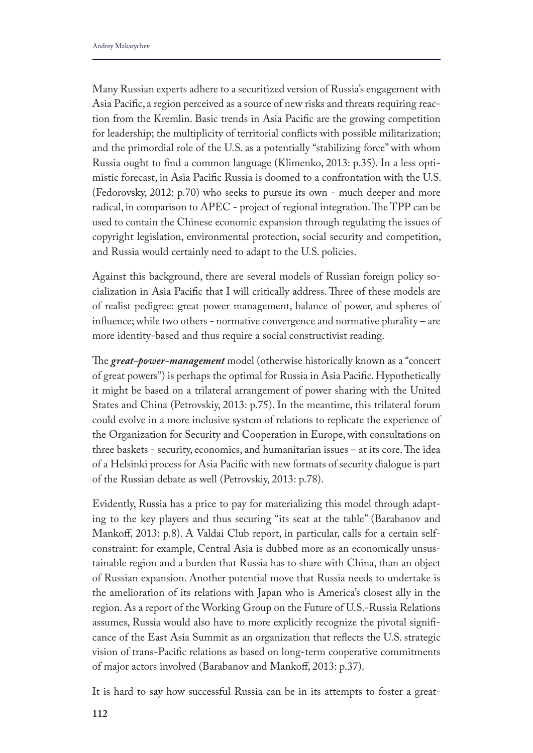Many Russian experts adhere to a securitized version of Russia's engagement with Asia Pacific, a region perceived as a source of new risks and threats requiring reaction from the Kremlin. Basic trends in Asia Pacific are the growing competition for leadership; the multiplicity of territorial conflicts with possible militarization; and the primordial role of the U.S. as a potentially "stabilizing force" with whom Russia ought to find a common language (Klimenko, 2013: p.35). In a less optimistic forecast, in Asia Pacific Russia is doomed to a confrontation with the U.S. (Fedorovsky, 2012: p.70) who seeks to pursue its own - much deeper and more radical, in comparison to APEC - project of regional integration. The TPP can be used to contain the Chinese economic expansion through regulating the issues of copyright legislation, environmental protection, social security and competition, and Russia would certainly need to adapt to the U.S. policies.

Against this background, there are several models of Russian foreign policy socialization in Asia Pacific that I will critically address. Three of these models are of realist pedigree: great power management, balance of power, and spheres of influence; while two others - normative convergence and normative plurality – are more identity-based and thus require a social constructivist reading.

The ***great-power-management*** model (otherwise historically known as a "concert of great powers") is perhaps the optimal for Russia in Asia Pacific. Hypothetically it might be based on a trilateral arrangement of power sharing with the United States and China (Petrovskiy, 2013: p.75). In the meantime, this trilateral forum could evolve in a more inclusive system of relations to replicate the experience of the Organization for Security and Cooperation in Europe, with consultations on three baskets - security, economics, and humanitarian issues – at its core. The idea of a Helsinki process for Asia Pacific with new formats of security dialogue is part of the Russian debate as well (Petrovskiy, 2013: p.78).

Evidently, Russia has a price to pay for materializing this model through adapting to the key players and thus securing "its seat at the table" (Barabanov and Mankoff, 2013: p.8). A Valdai Club report, in particular, calls for a certain self-constraint: for example, Central Asia is dubbed more as an economically unsustainable region and a burden that Russia has to share with China, than an object of Russian expansion. Another potential move that Russia needs to undertake is the amelioration of its relations with Japan who is America's closest ally in the region. As a report of the Working Group on the Future of U.S.-Russia Relations assumes, Russia would also have to more explicitly recognize the pivotal significance of the East Asia Summit as an organization that reflects the U.S. strategic vision of trans-Pacific relations as based on long-term cooperative commitments of major actors involved (Barabanov and Mankoff, 2013: p.37).

It is hard to say how successful Russia can be in its attempts to foster a great-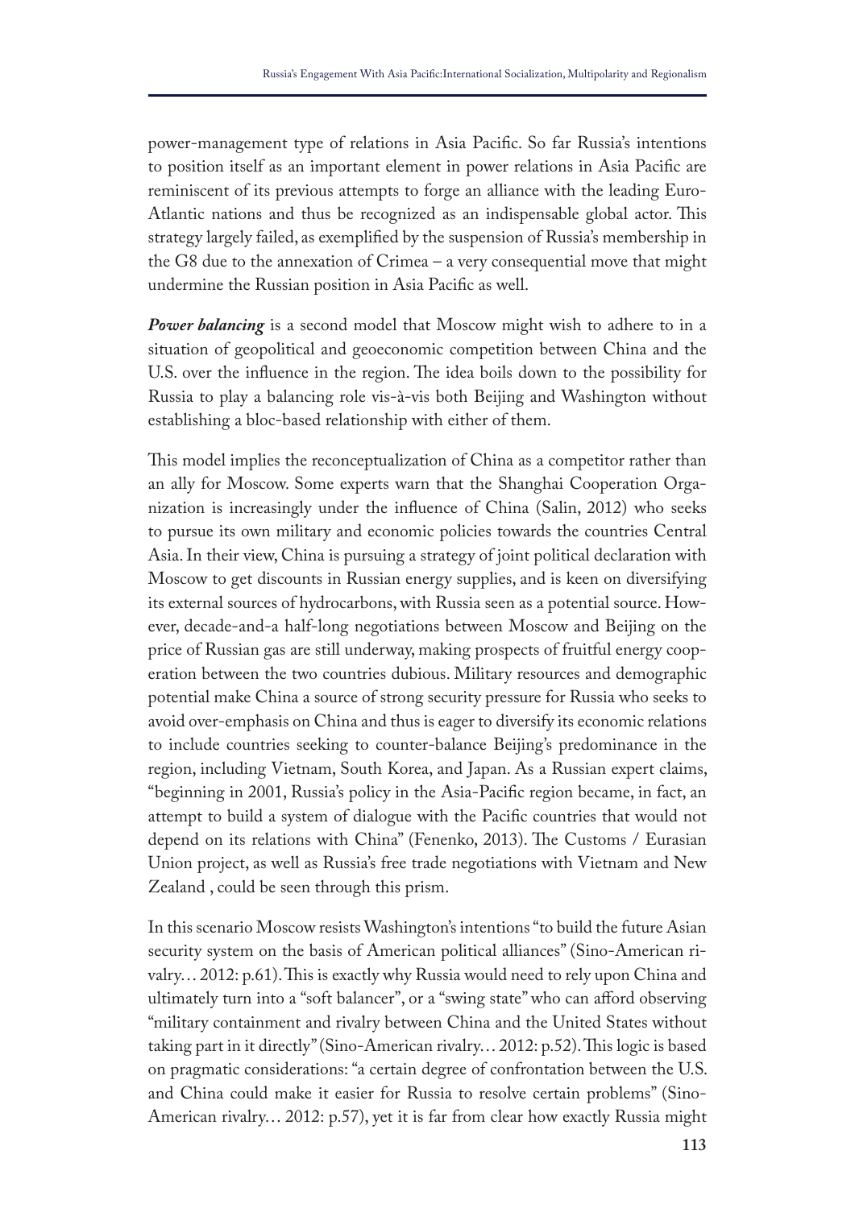power-management type of relations in Asia Pacific. So far Russia's intentions to position itself as an important element in power relations in Asia Pacific are reminiscent of its previous attempts to forge an alliance with the leading Euro-Atlantic nations and thus be recognized as an indispensable global actor. This strategy largely failed, as exemplified by the suspension of Russia's membership in the G8 due to the annexation of Crimea – a very consequential move that might undermine the Russian position in Asia Pacific as well.

***Power balancing*** is a second model that Moscow might wish to adhere to in a situation of geopolitical and geoeconomic competition between China and the U.S. over the influence in the region. The idea boils down to the possibility for Russia to play a balancing role vis-à-vis both Beijing and Washington without establishing a bloc-based relationship with either of them.

This model implies the reconceptualization of China as a competitor rather than an ally for Moscow. Some experts warn that the Shanghai Cooperation Organization is increasingly under the influence of China (Salin, 2012) who seeks to pursue its own military and economic policies towards the countries Central Asia. In their view, China is pursuing a strategy of joint political declaration with Moscow to get discounts in Russian energy supplies, and is keen on diversifying its external sources of hydrocarbons, with Russia seen as a potential source. However, decade-and-a half-long negotiations between Moscow and Beijing on the price of Russian gas are still underway, making prospects of fruitful energy cooperation between the two countries dubious. Military resources and demographic potential make China a source of strong security pressure for Russia who seeks to avoid over-emphasis on China and thus is eager to diversify its economic relations to include countries seeking to counter-balance Beijing's predominance in the region, including Vietnam, South Korea, and Japan. As a Russian expert claims, "beginning in 2001, Russia's policy in the Asia-Pacific region became, in fact, an attempt to build a system of dialogue with the Pacific countries that would not depend on its relations with China" (Fenenko, 2013). The Customs / Eurasian Union project, as well as Russia's free trade negotiations with Vietnam and New Zealand , could be seen through this prism.

In this scenario Moscow resists Washington's intentions "to build the future Asian security system on the basis of American political alliances" (Sino-American rivalry… 2012: p.61). This is exactly why Russia would need to rely upon China and ultimately turn into a "soft balancer", or a "swing state" who can afford observing "military containment and rivalry between China and the United States without taking part in it directly" (Sino-American rivalry… 2012: p.52). This logic is based on pragmatic considerations: "a certain degree of confrontation between the U.S. and China could make it easier for Russia to resolve certain problems" (Sino-American rivalry… 2012: p.57), yet it is far from clear how exactly Russia might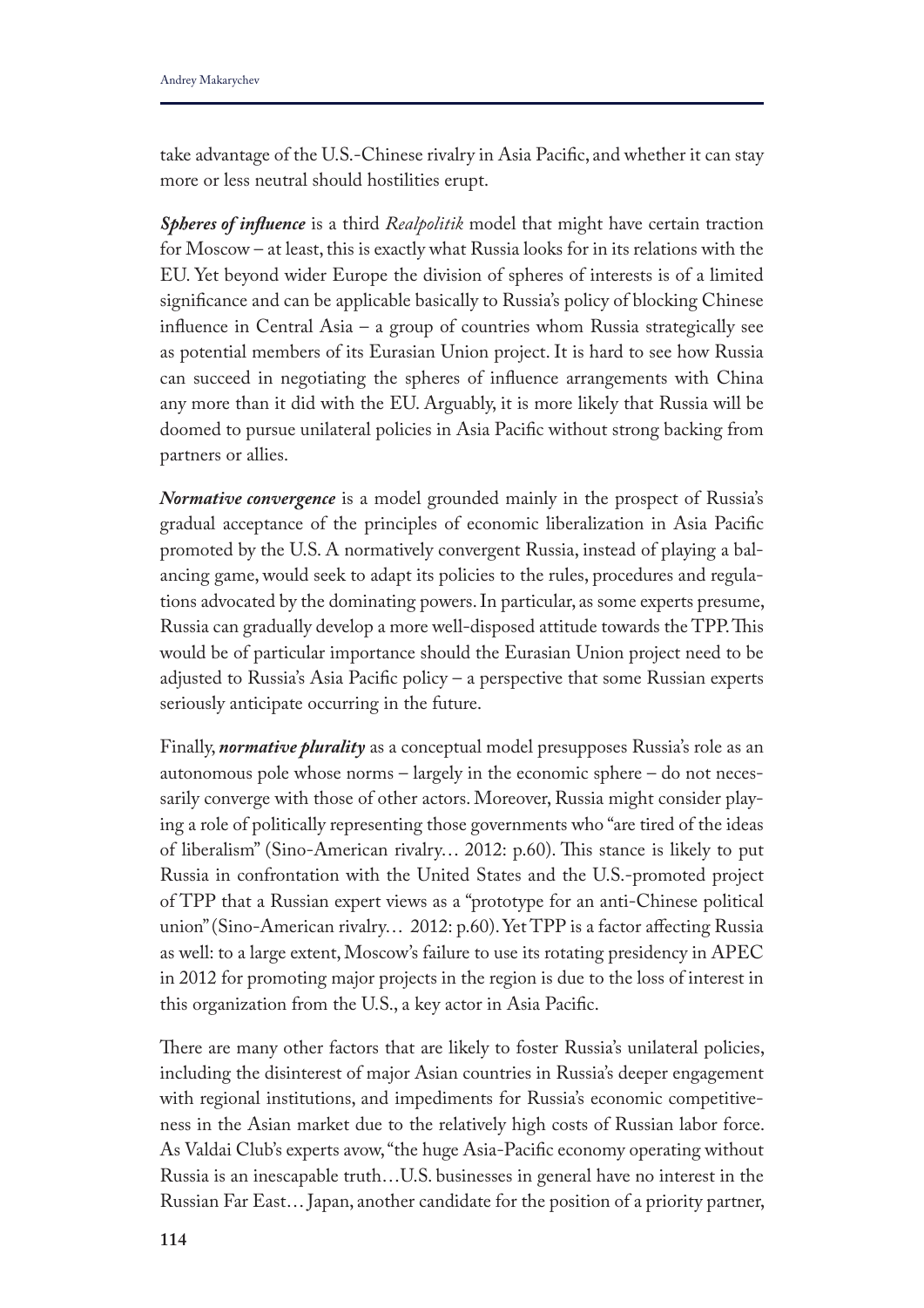take advantage of the U.S.-Chinese rivalry in Asia Pacific, and whether it can stay more or less neutral should hostilities erupt.

***Spheres of influence*** is a third *Realpolitik* model that might have certain traction for Moscow – at least, this is exactly what Russia looks for in its relations with the EU. Yet beyond wider Europe the division of spheres of interests is of a limited significance and can be applicable basically to Russia's policy of blocking Chinese influence in Central Asia – a group of countries whom Russia strategically see as potential members of its Eurasian Union project. It is hard to see how Russia can succeed in negotiating the spheres of influence arrangements with China any more than it did with the EU. Arguably, it is more likely that Russia will be doomed to pursue unilateral policies in Asia Pacific without strong backing from partners or allies.

***Normative convergence*** is a model grounded mainly in the prospect of Russia's gradual acceptance of the principles of economic liberalization in Asia Pacific promoted by the U.S. A normatively convergent Russia, instead of playing a balancing game, would seek to adapt its policies to the rules, procedures and regulations advocated by the dominating powers. In particular, as some experts presume, Russia can gradually develop a more well-disposed attitude towards the TPP. This would be of particular importance should the Eurasian Union project need to be adjusted to Russia's Asia Pacific policy – a perspective that some Russian experts seriously anticipate occurring in the future.

Finally, ***normative plurality*** as a conceptual model presupposes Russia's role as an autonomous pole whose norms – largely in the economic sphere – do not necessarily converge with those of other actors. Moreover, Russia might consider playing a role of politically representing those governments who "are tired of the ideas of liberalism" (Sino-American rivalry… 2012: p.60). This stance is likely to put Russia in confrontation with the United States and the U.S.-promoted project of TPP that a Russian expert views as a "prototype for an anti-Chinese political union" (Sino-American rivalry… 2012: p.60). Yet TPP is a factor affecting Russia as well: to a large extent, Moscow's failure to use its rotating presidency in APEC in 2012 for promoting major projects in the region is due to the loss of interest in this organization from the U.S., a key actor in Asia Pacific.

There are many other factors that are likely to foster Russia's unilateral policies, including the disinterest of major Asian countries in Russia's deeper engagement with regional institutions, and impediments for Russia's economic competitiveness in the Asian market due to the relatively high costs of Russian labor force. As Valdai Club's experts avow, "the huge Asia-Pacific economy operating without Russia is an inescapable truth…U.S. businesses in general have no interest in the Russian Far East… Japan, another candidate for the position of a priority partner,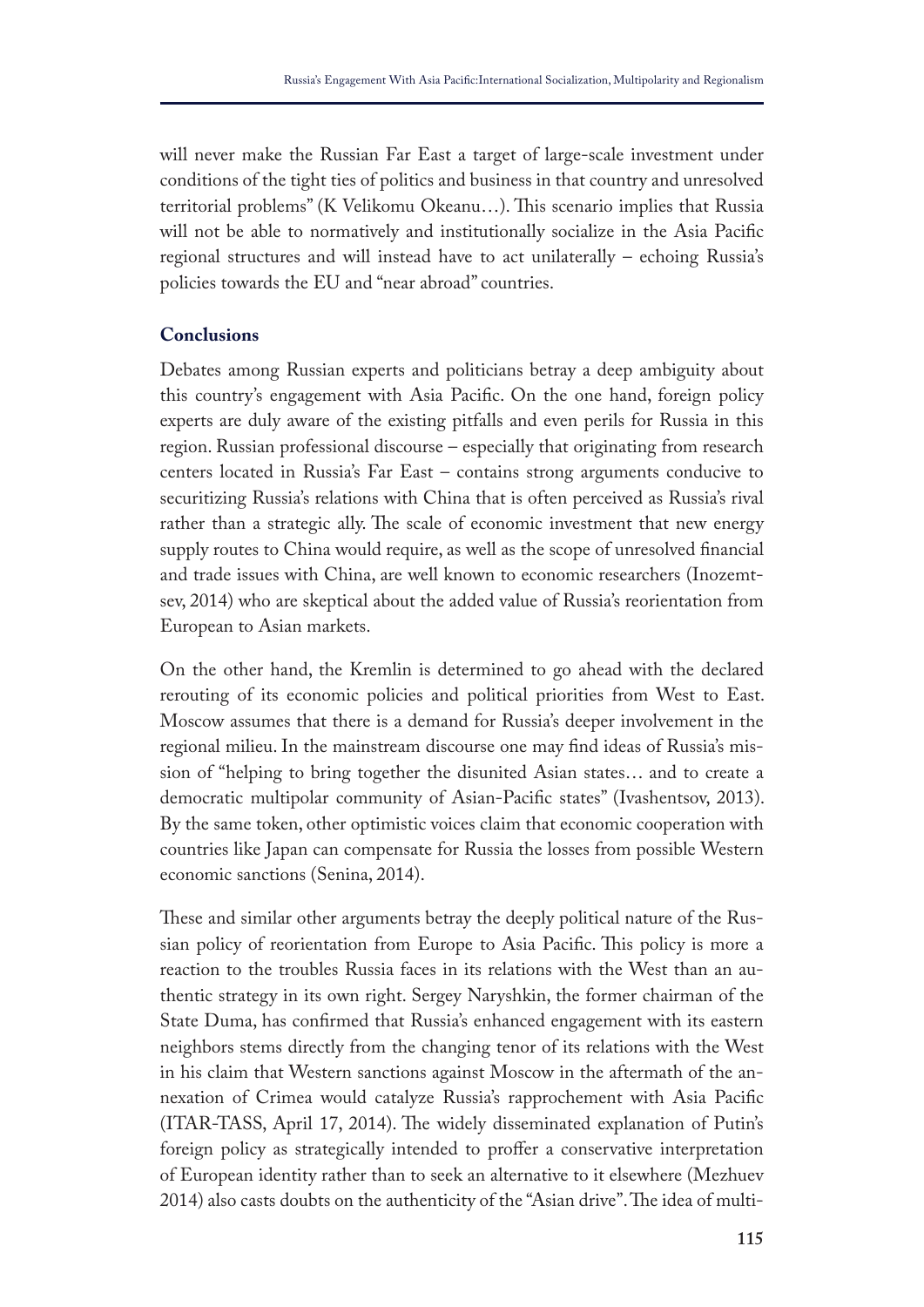will never make the Russian Far East a target of large-scale investment under conditions of the tight ties of politics and business in that country and unresolved territorial problems" (K Velikomu Okeanu…). This scenario implies that Russia will not be able to normatively and institutionally socialize in the Asia Pacific regional structures and will instead have to act unilaterally – echoing Russia's policies towards the EU and "near abroad" countries.

## Conclusions

Debates among Russian experts and politicians betray a deep ambiguity about this country's engagement with Asia Pacific. On the one hand, foreign policy experts are duly aware of the existing pitfalls and even perils for Russia in this region. Russian professional discourse – especially that originating from research centers located in Russia's Far East – contains strong arguments conducive to securitizing Russia's relations with China that is often perceived as Russia's rival rather than a strategic ally. The scale of economic investment that new energy supply routes to China would require, as well as the scope of unresolved financial and trade issues with China, are well known to economic researchers (Inozemtsev, 2014) who are skeptical about the added value of Russia's reorientation from European to Asian markets.

On the other hand, the Kremlin is determined to go ahead with the declared rerouting of its economic policies and political priorities from West to East. Moscow assumes that there is a demand for Russia's deeper involvement in the regional milieu. In the mainstream discourse one may find ideas of Russia's mission of "helping to bring together the disunited Asian states… and to create a democratic multipolar community of Asian-Pacific states" (Ivashentsov, 2013). By the same token, other optimistic voices claim that economic cooperation with countries like Japan can compensate for Russia the losses from possible Western economic sanctions (Senina, 2014).

These and similar other arguments betray the deeply political nature of the Russian policy of reorientation from Europe to Asia Pacific. This policy is more a reaction to the troubles Russia faces in its relations with the West than an authentic strategy in its own right. Sergey Naryshkin, the former chairman of the State Duma, has confirmed that Russia's enhanced engagement with its eastern neighbors stems directly from the changing tenor of its relations with the West in his claim that Western sanctions against Moscow in the aftermath of the annexation of Crimea would catalyze Russia's rapprochement with Asia Pacific (ITAR-TASS, April 17, 2014). The widely disseminated explanation of Putin's foreign policy as strategically intended to proffer a conservative interpretation of European identity rather than to seek an alternative to it elsewhere (Mezhuev 2014) also casts doubts on the authenticity of the "Asian drive". The idea of multi-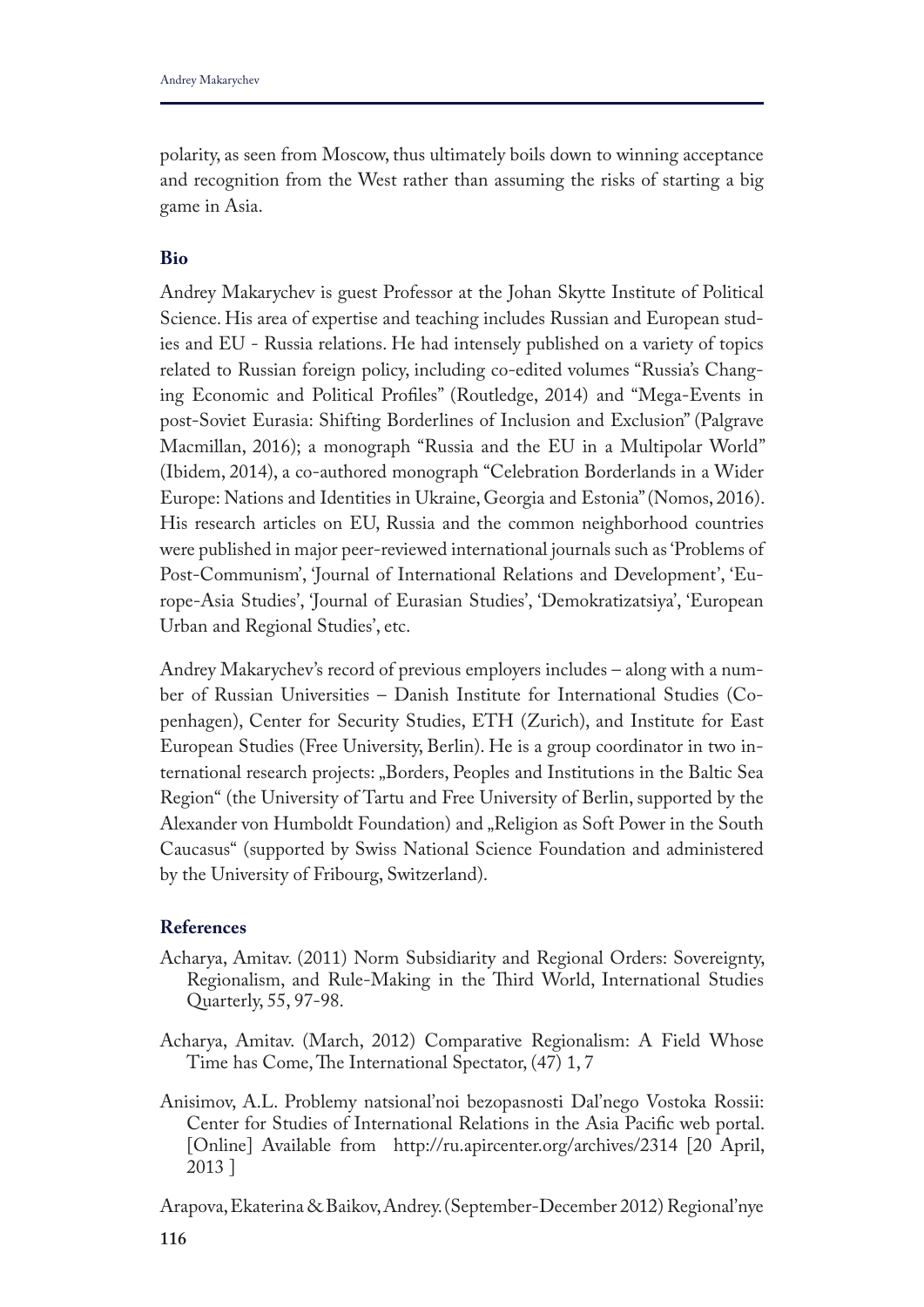polarity, as seen from Moscow, thus ultimately boils down to winning acceptance and recognition from the West rather than assuming the risks of starting a big game in Asia.

## Bio

Andrey Makarychev is guest Professor at the Johan Skytte Institute of Political Science. His area of expertise and teaching includes Russian and European studies and EU - Russia relations. He had intensely published on a variety of topics related to Russian foreign policy, including co-edited volumes "Russia's Changing Economic and Political Profiles" (Routledge, 2014) and "Mega-Events in post-Soviet Eurasia: Shifting Borderlines of Inclusion and Exclusion" (Palgrave Macmillan, 2016); a monograph "Russia and the EU in a Multipolar World" (Ibidem, 2014), a co-authored monograph "Celebration Borderlands in a Wider Europe: Nations and Identities in Ukraine, Georgia and Estonia" (Nomos, 2016). His research articles on EU, Russia and the common neighborhood countries were published in major peer-reviewed international journals such as 'Problems of Post-Communism', 'Journal of International Relations and Development', 'Europe-Asia Studies', 'Journal of Eurasian Studies', 'Demokratizatsiya', 'European Urban and Regional Studies', etc.

Andrey Makarychev's record of previous employers includes – along with a number of Russian Universities – Danish Institute for International Studies (Copenhagen), Center for Security Studies, ETH (Zurich), and Institute for East European Studies (Free University, Berlin). He is a group coordinator in two international research projects: „Borders, Peoples and Institutions in the Baltic Sea Region" (the University of Tartu and Free University of Berlin, supported by the Alexander von Humboldt Foundation) and „Religion as Soft Power in the South Caucasus" (supported by Swiss National Science Foundation and administered by the University of Fribourg, Switzerland).

## References

Acharya, Amitav. (2011) Norm Subsidiarity and Regional Orders: Sovereignty, Regionalism, and Rule-Making in the Third World, International Studies Quarterly, 55, 97-98.

Acharya, Amitav. (March, 2012) Comparative Regionalism: A Field Whose Time has Come, The International Spectator, (47) 1, 7

Anisimov, A.L. Problemy natsional'noi bezopasnosti Dal'nego Vostoka Rossii: Center for Studies of International Relations in the Asia Pacific web portal. [Online] Available from http://ru.apircenter.org/archives/2314 [20 April, 2013 ]

Arapova, Ekaterina & Baikov, Andrey. (September-December 2012) Regional'nye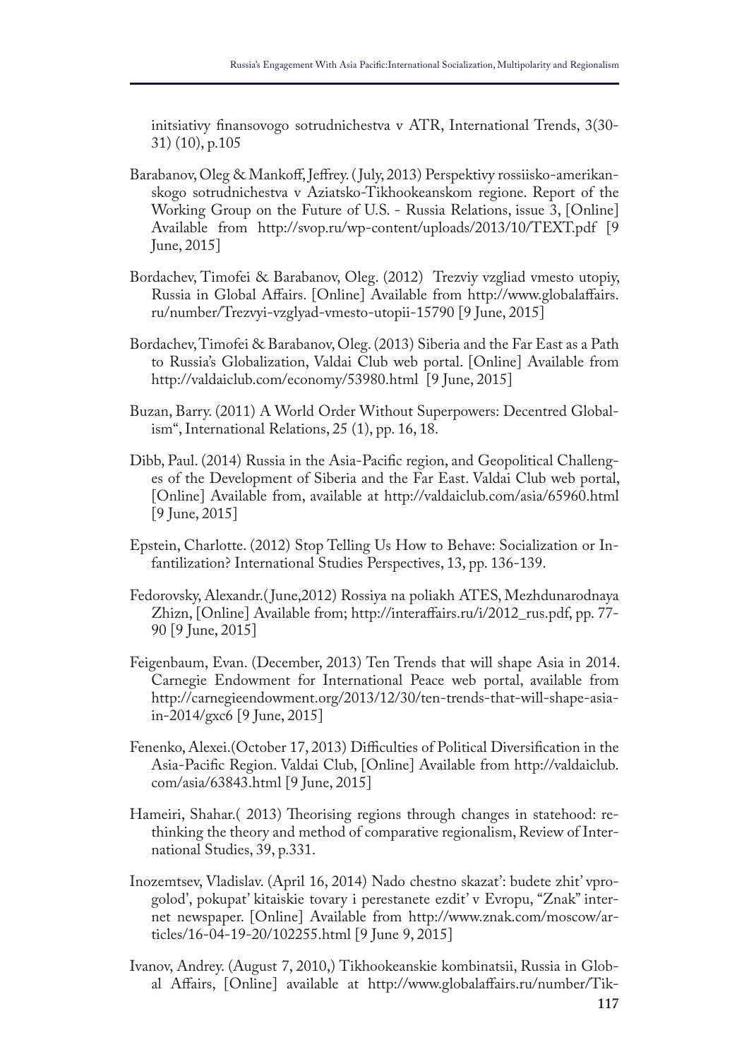initsiativy finansovogo sotrudnichestva v ATR, International Trends, 3(30-31) (10), p.105

Barabanov, Oleg & Mankoff, Jeffrey. (July, 2013) Perspektivy rossiisko-amerikanskogo sotrudnichestva v Aziatsko-Tikhookeanskom regione. Report of the Working Group on the Future of U.S. - Russia Relations, issue 3, [Online] Available from http://svop.ru/wp-content/uploads/2013/10/TEXT.pdf [9 June, 2015]

Bordachev, Timofei & Barabanov, Oleg. (2012) Trezviy vzgliad vmesto utopiy, Russia in Global Affairs. [Online] Available from http://www.globalaffairs.ru/number/Trezvyi-vzglyad-vmesto-utopii-15790 [9 June, 2015]

Bordachev, Timofei & Barabanov, Oleg. (2013) Siberia and the Far East as a Path to Russia's Globalization, Valdai Club web portal. [Online] Available from http://valdaiclub.com/economy/53980.html [9 June, 2015]

Buzan, Barry. (2011) A World Order Without Superpowers: Decentred Globalism", International Relations, 25 (1), pp. 16, 18.

Dibb, Paul. (2014) Russia in the Asia-Pacific region, and Geopolitical Challenges of the Development of Siberia and the Far East. Valdai Club web portal, [Online] Available from, available at http://valdaiclub.com/asia/65960.html [9 June, 2015]

Epstein, Charlotte. (2012) Stop Telling Us How to Behave: Socialization or Infantilization? International Studies Perspectives, 13, pp. 136-139.

Fedorovsky, Alexandr.(June,2012) Rossiya na poliakh ATES, Mezhdunarodnaya Zhizn, [Online] Available from; http://interaffairs.ru/i/2012_rus.pdf, pp. 77-90 [9 June, 2015]

Feigenbaum, Evan. (December, 2013) Ten Trends that will shape Asia in 2014. Carnegie Endowment for International Peace web portal, available from http://carnegieendowment.org/2013/12/30/ten-trends-that-will-shape-asia-in-2014/gxc6 [9 June, 2015]

Fenenko, Alexei.(October 17, 2013) Difficulties of Political Diversification in the Asia-Pacific Region. Valdai Club, [Online] Available from http://valdaiclub.com/asia/63843.html [9 June, 2015]

Hameiri, Shahar.( 2013) Theorising regions through changes in statehood: rethinking the theory and method of comparative regionalism, Review of International Studies, 39, p.331.

Inozemtsev, Vladislav. (April 16, 2014) Nado chestno skazat': budete zhit' vprogolod', pokupat' kitaiskie tovary i perestanete ezdit' v Evropu, "Znak" internet newspaper. [Online] Available from http://www.znak.com/moscow/articles/16-04-19-20/102255.html [9 June 9, 2015]

Ivanov, Andrey. (August 7, 2010,) Tikhookeanskie kombinatsii, Russia in Global Affairs, [Online] available at http://www.globalaffairs.ru/number/Tik-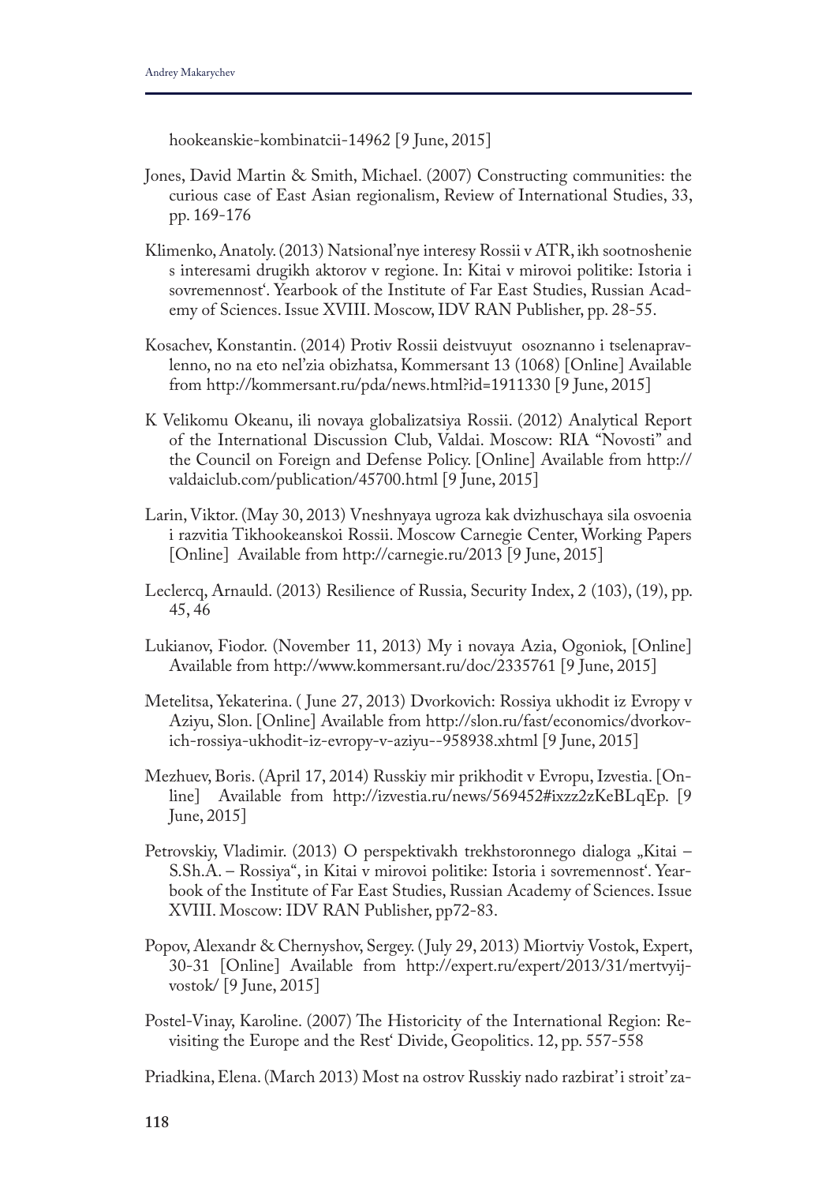hookeanskie-kombinatcii-14962 [9 June, 2015]

Jones, David Martin & Smith, Michael. (2007) Constructing communities: the curious case of East Asian regionalism, Review of International Studies, 33, pp. 169-176

Klimenko, Anatoly. (2013) Natsional'nye interesy Rossii v ATR, ikh sootnoshenie s interesami drugikh aktorov v regione. In: Kitai v mirovoi politike: Istoria i sovremennost'. Yearbook of the Institute of Far East Studies, Russian Academy of Sciences. Issue XVIII. Moscow, IDV RAN Publisher, pp. 28-55.

Kosachev, Konstantin. (2014) Protiv Rossii deistvuyut osoznanno i tselenapravlenno, no na eto nel'zia obizhatsa, Kommersant 13 (1068) [Online] Available from http://kommersant.ru/pda/news.html?id=1911330 [9 June, 2015]

K Velikomu Okeanu, ili novaya globalizatsiya Rossii. (2012) Analytical Report of the International Discussion Club, Valdai. Moscow: RIA "Novosti" and the Council on Foreign and Defense Policy. [Online] Available from http://valdaiclub.com/publication/45700.html [9 June, 2015]

Larin, Viktor. (May 30, 2013) Vneshnyaya ugroza kak dvizhuschaya sila osvoenia i razvitia Tikhookeanskoi Rossii. Moscow Carnegie Center, Working Papers [Online] Available from http://carnegie.ru/2013 [9 June, 2015]

Leclercq, Arnauld. (2013) Resilience of Russia, Security Index, 2 (103), (19), pp. 45, 46

Lukianov, Fiodor. (November 11, 2013) My i novaya Azia, Ogoniok, [Online] Available from http://www.kommersant.ru/doc/2335761 [9 June, 2015]

Metelitsa, Yekaterina. ( June 27, 2013) Dvorkovich: Rossiya ukhodit iz Evropy v Aziyu, Slon. [Online] Available from http://slon.ru/fast/economics/dvorkovich-rossiya-ukhodit-iz-evropy-v-aziyu--958938.xhtml [9 June, 2015]

Mezhuev, Boris. (April 17, 2014) Russkiy mir prikhodit v Evropu, Izvestia. [Online] Available from http://izvestia.ru/news/569452#ixzz2zKeBLqEp. [9 June, 2015]

Petrovskiy, Vladimir. (2013) O perspektivakh trekhstoronnego dialoga „Kitai – S.Sh.A. – Rossiya", in Kitai v mirovoi politike: Istoria i sovremennost'. Yearbook of the Institute of Far East Studies, Russian Academy of Sciences. Issue XVIII. Moscow: IDV RAN Publisher, pp72-83.

Popov, Alexandr & Chernyshov, Sergey. ( July 29, 2013) Miortviy Vostok, Expert, 30-31 [Online] Available from http://expert.ru/expert/2013/31/mertvyij-vostok/ [9 June, 2015]

Postel-Vinay, Karoline. (2007) The Historicity of the International Region: Revisiting the Europe and the Rest' Divide, Geopolitics. 12, pp. 557-558

Priadkina, Elena. (March 2013) Most na ostrov Russkiy nado razbirat' i stroit' za-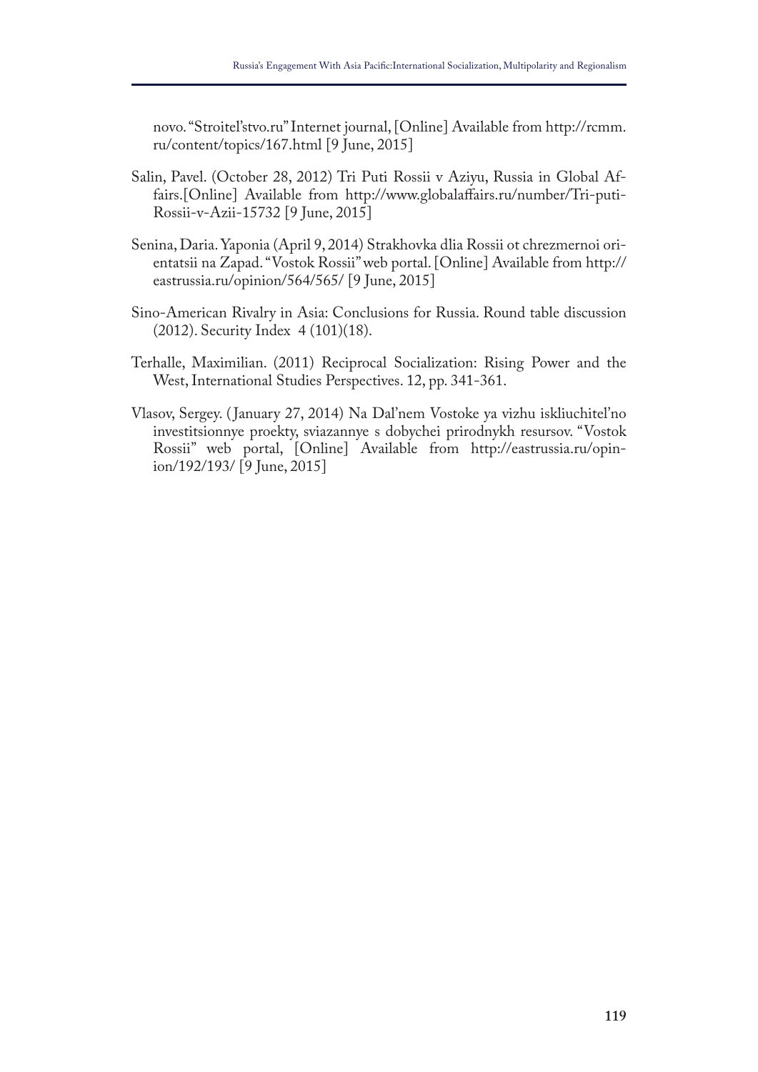novo. "Stroitel'stvo.ru" Internet journal, [Online] Available from http://rcmm.ru/content/topics/167.html [9 June, 2015]

Salin, Pavel. (October 28, 2012) Tri Puti Rossii v Aziyu, Russia in Global Affairs.[Online] Available from http://www.globalaffairs.ru/number/Tri-puti-Rossii-v-Azii-15732 [9 June, 2015]

Senina, Daria. Yaponia (April 9, 2014) Strakhovka dlia Rossii ot chrezmernoi orientatsii na Zapad. "Vostok Rossii" web portal. [Online] Available from http://eastrussia.ru/opinion/564/565/ [9 June, 2015]

Sino-American Rivalry in Asia: Conclusions for Russia. Round table discussion (2012). Security Index 4 (101)(18).

Terhalle, Maximilian. (2011) Reciprocal Socialization: Rising Power and the West, International Studies Perspectives. 12, pp. 341-361.

Vlasov, Sergey. (January 27, 2014) Na Dal'nem Vostoke ya vizhu iskliuchitel'no investitsionnye proekty, sviazannye s dobychei prirodnykh resursov. "Vostok Rossii" web portal, [Online] Available from http://eastrussia.ru/opinion/192/193/ [9 June, 2015]